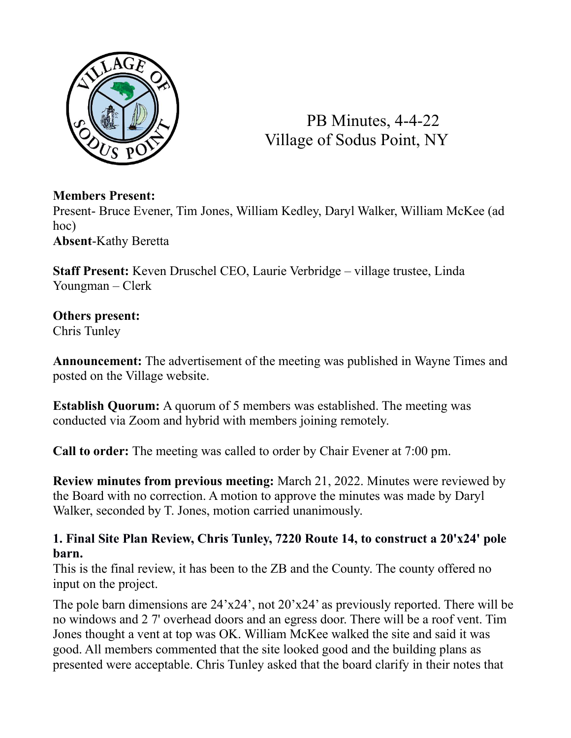# PB Minutes, 4-4-22
# Village of Sodus Point, NY

**Members Present:**
Present- Bruce Evener, Tim Jones, William Kedley, Daryl Walker, William McKee (ad hoc)
**Absent**-Kathy Beretta

**Staff Present:** Keven Druschel CEO, Laurie Verbridge – village trustee, Linda Youngman – Clerk

**Others present:**
Chris Tunley

**Announcement:** The advertisement of the meeting was published in Wayne Times and posted on the Village website.

**Establish Quorum:** A quorum of 5 members was established. The meeting was conducted via Zoom and hybrid with members joining remotely.

**Call to order:** The meeting was called to order by Chair Evener at 7:00 pm.

**Review minutes from previous meeting:** March 21, 2022. Minutes were reviewed by the Board with no correction. A motion to approve the minutes was made by Daryl Walker, seconded by T. Jones, motion carried unanimously.

### 1. Final Site Plan Review, Chris Tunley, 7220 Route 14, to construct a 20'x24' pole barn.

This is the final review, it has been to the ZB and the County. The county offered no input on the project.

The pole barn dimensions are 24'x24', not 20'x24' as previously reported. There will be no windows and 2 7' overhead doors and an egress door. There will be a roof vent. Tim Jones thought a vent at top was OK. William McKee walked the site and said it was good. All members commented that the site looked good and the building plans as presented were acceptable. Chris Tunley asked that the board clarify in their notes that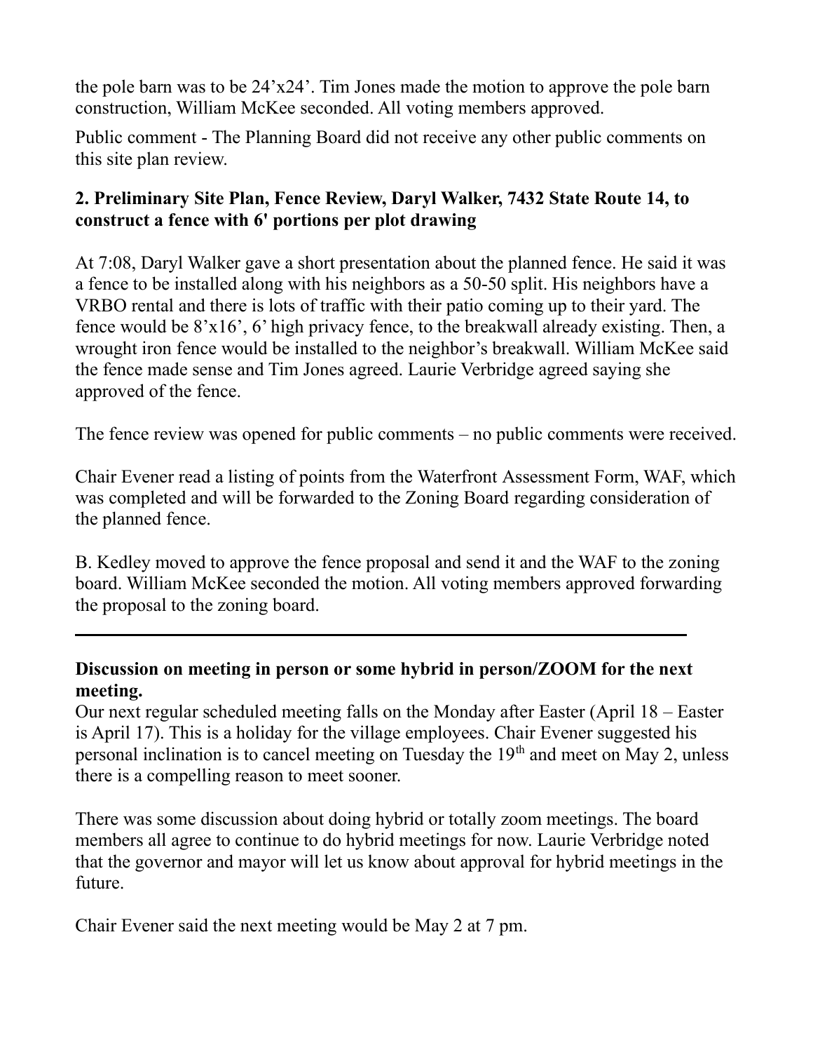the pole barn was to be 24'x24'. Tim Jones made the motion to approve the pole barn construction, William McKee seconded. All voting members approved.

Public comment - The Planning Board did not receive any other public comments on this site plan review.

**2. Preliminary Site Plan, Fence Review, Daryl Walker, 7432 State Route 14, to construct a fence with 6' portions per plot drawing**

At 7:08, Daryl Walker gave a short presentation about the planned fence. He said it was a fence to be installed along with his neighbors as a 50-50 split. His neighbors have a VRBO rental and there is lots of traffic with their patio coming up to their yard. The fence would be 8'x16', 6' high privacy fence, to the breakwall already existing. Then, a wrought iron fence would be installed to the neighbor's breakwall. William McKee said the fence made sense and Tim Jones agreed. Laurie Verbridge agreed saying she approved of the fence.

The fence review was opened for public comments – no public comments were received.

Chair Evener read a listing of points from the Waterfront Assessment Form, WAF, which was completed and will be forwarded to the Zoning Board regarding consideration of the planned fence.

B. Kedley moved to approve the fence proposal and send it and the WAF to the zoning board. William McKee seconded the motion. All voting members approved forwarding the proposal to the zoning board.

---

**Discussion on meeting in person or some hybrid in person/ZOOM for the next meeting.**

Our next regular scheduled meeting falls on the Monday after Easter (April 18 – Easter is April 17). This is a holiday for the village employees. Chair Evener suggested his personal inclination is to cancel meeting on Tuesday the 19th and meet on May 2, unless there is a compelling reason to meet sooner.

There was some discussion about doing hybrid or totally zoom meetings. The board members all agree to continue to do hybrid meetings for now. Laurie Verbridge noted that the governor and mayor will let us know about approval for hybrid meetings in the future.

Chair Evener said the next meeting would be May 2 at 7 pm.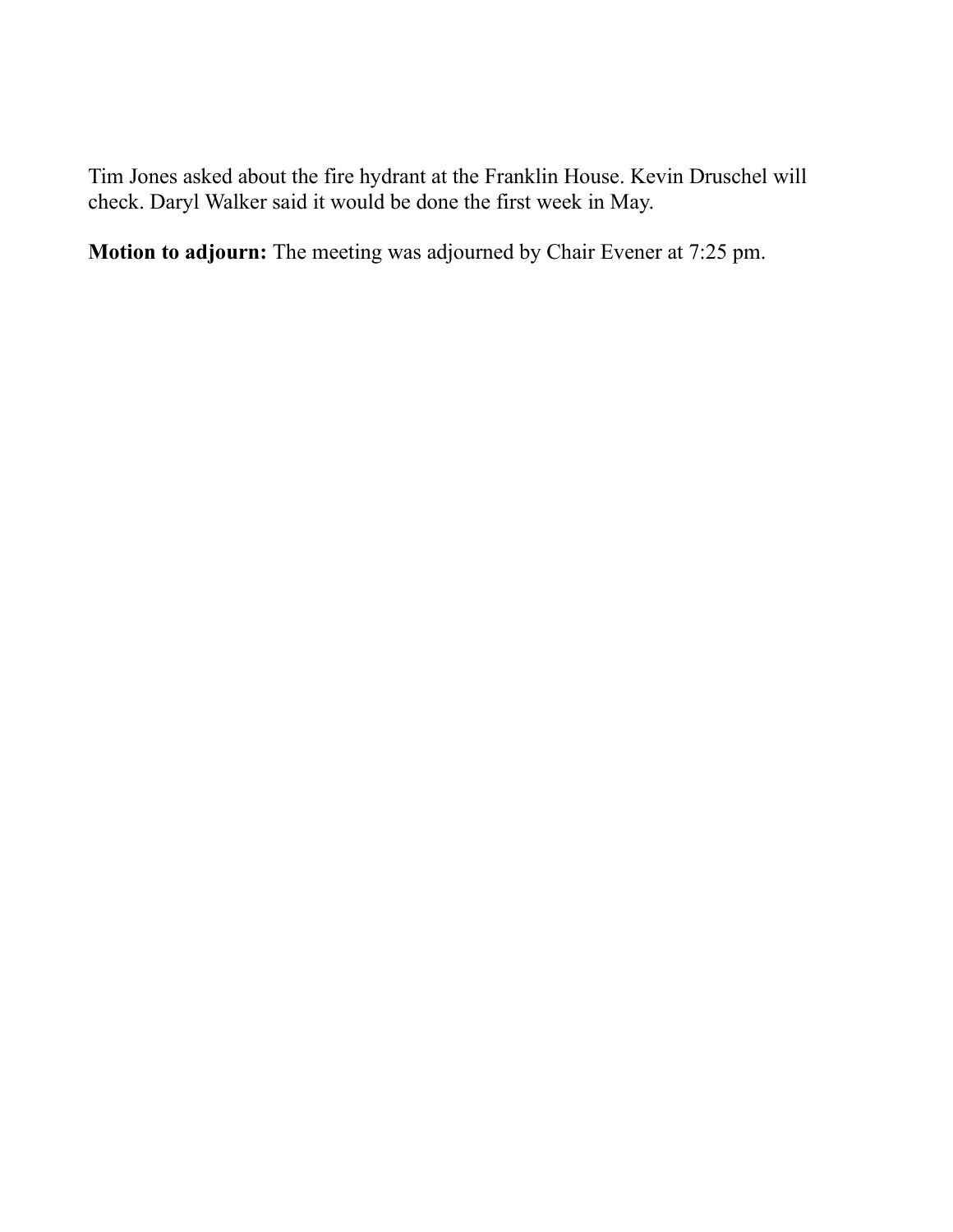Tim Jones asked about the fire hydrant at the Franklin House. Kevin Druschel will check. Daryl Walker said it would be done the first week in May.

**Motion to adjourn:** The meeting was adjourned by Chair Evener at 7:25 pm.